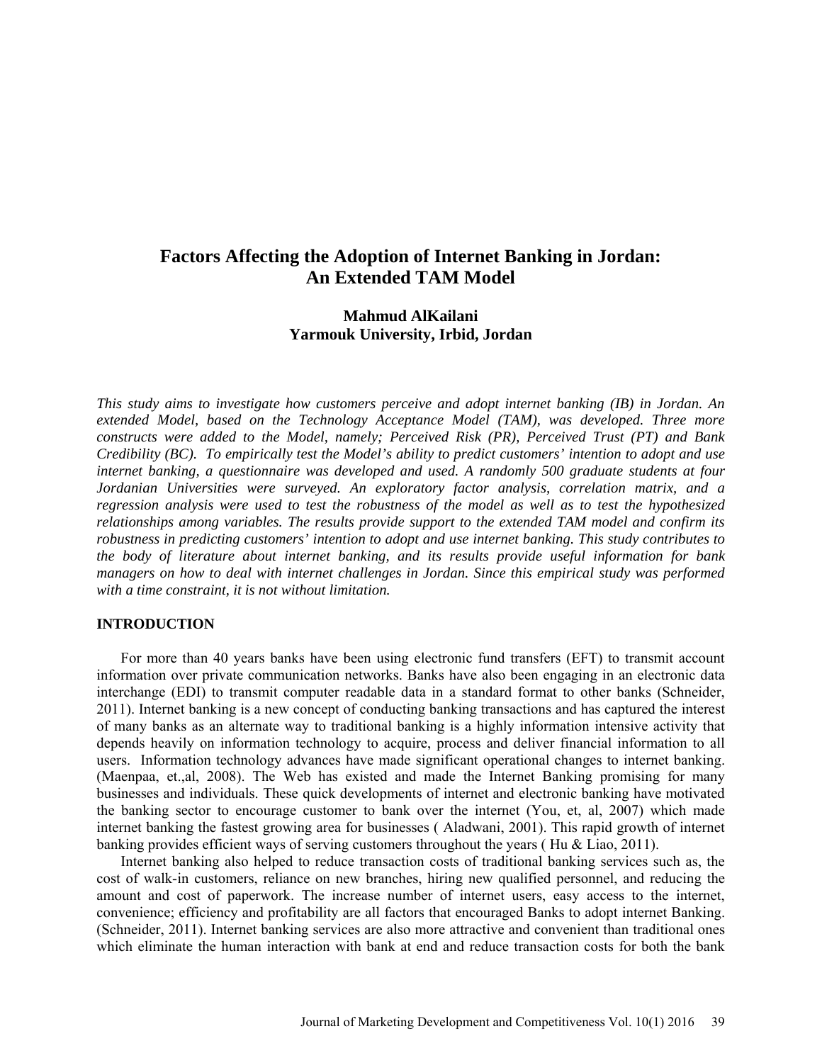# Factors Affecting the Adoption of Internet Banking in Jordan: An Extended TAM Model

**Mahmud AlKailani**
**Yarmouk University, Irbid, Jordan**

*This study aims to investigate how customers perceive and adopt internet banking (IB) in Jordan. An extended Model, based on the Technology Acceptance Model (TAM), was developed. Three more constructs were added to the Model, namely; Perceived Risk (PR), Perceived Trust (PT) and Bank Credibility (BC). To empirically test the Model's ability to predict customers' intention to adopt and use internet banking, a questionnaire was developed and used. A randomly 500 graduate students at four Jordanian Universities were surveyed. An exploratory factor analysis, correlation matrix, and a regression analysis were used to test the robustness of the model as well as to test the hypothesized relationships among variables. The results provide support to the extended TAM model and confirm its robustness in predicting customers' intention to adopt and use internet banking. This study contributes to the body of literature about internet banking, and its results provide useful information for bank managers on how to deal with internet challenges in Jordan. Since this empirical study was performed with a time constraint, it is not without limitation.*

## INTRODUCTION

For more than 40 years banks have been using electronic fund transfers (EFT) to transmit account information over private communication networks. Banks have also been engaging in an electronic data interchange (EDI) to transmit computer readable data in a standard format to other banks (Schneider, 2011). Internet banking is a new concept of conducting banking transactions and has captured the interest of many banks as an alternate way to traditional banking is a highly information intensive activity that depends heavily on information technology to acquire, process and deliver financial information to all users. Information technology advances have made significant operational changes to internet banking. (Maenpaa, et.,al, 2008). The Web has existed and made the Internet Banking promising for many businesses and individuals. These quick developments of internet and electronic banking have motivated the banking sector to encourage customer to bank over the internet (You, et, al, 2007) which made internet banking the fastest growing area for businesses ( Aladwani, 2001). This rapid growth of internet banking provides efficient ways of serving customers throughout the years ( Hu & Liao, 2011).

Internet banking also helped to reduce transaction costs of traditional banking services such as, the cost of walk-in customers, reliance on new branches, hiring new qualified personnel, and reducing the amount and cost of paperwork. The increase number of internet users, easy access to the internet, convenience; efficiency and profitability are all factors that encouraged Banks to adopt internet Banking. (Schneider, 2011). Internet banking services are also more attractive and convenient than traditional ones which eliminate the human interaction with bank at end and reduce transaction costs for both the bank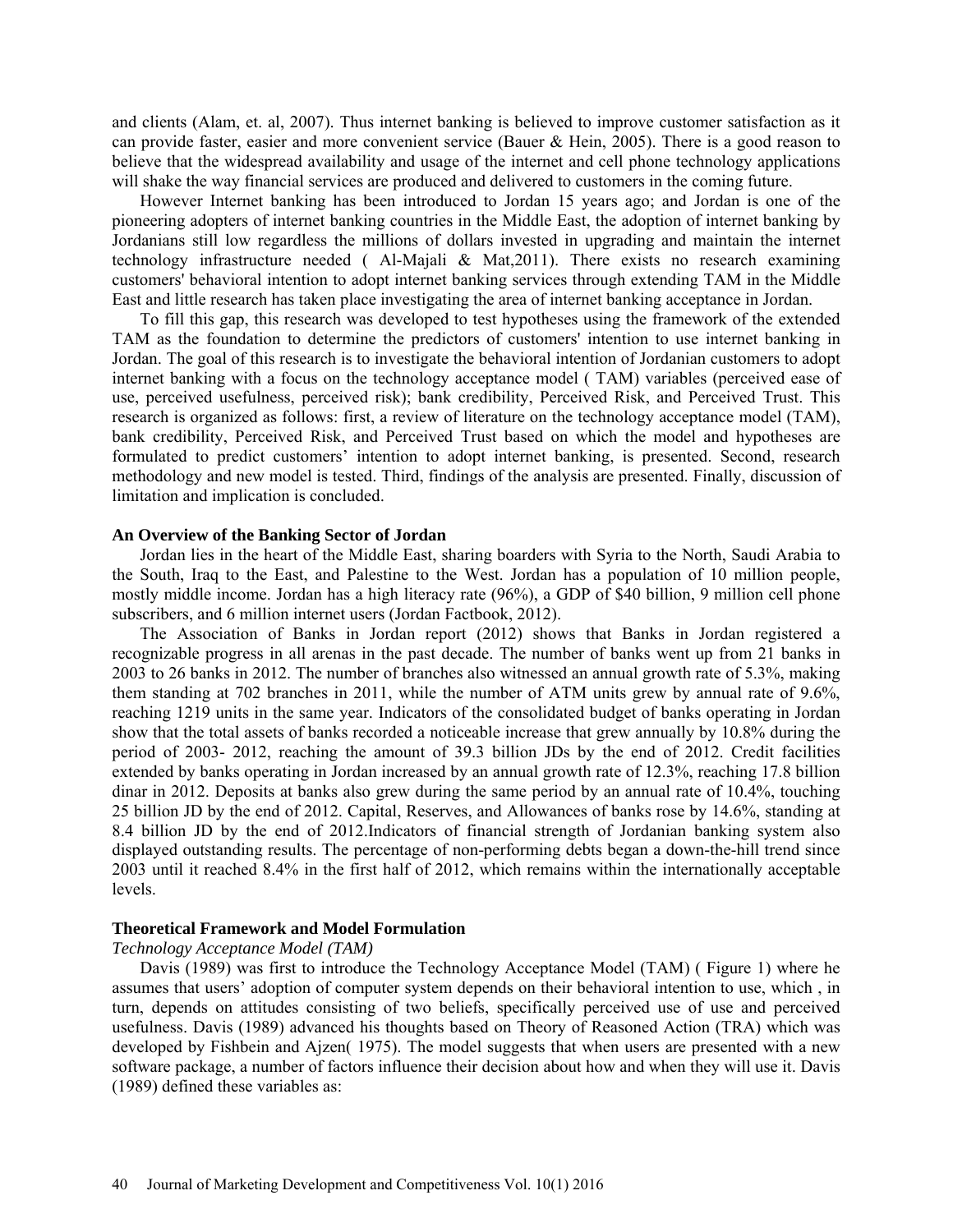and clients (Alam, et. al, 2007). Thus internet banking is believed to improve customer satisfaction as it can provide faster, easier and more convenient service (Bauer & Hein, 2005). There is a good reason to believe that the widespread availability and usage of the internet and cell phone technology applications will shake the way financial services are produced and delivered to customers in the coming future.

However Internet banking has been introduced to Jordan 15 years ago; and Jordan is one of the pioneering adopters of internet banking countries in the Middle East, the adoption of internet banking by Jordanians still low regardless the millions of dollars invested in upgrading and maintain the internet technology infrastructure needed ( Al-Majali & Mat,2011). There exists no research examining customers' behavioral intention to adopt internet banking services through extending TAM in the Middle East and little research has taken place investigating the area of internet banking acceptance in Jordan.

To fill this gap, this research was developed to test hypotheses using the framework of the extended TAM as the foundation to determine the predictors of customers' intention to use internet banking in Jordan. The goal of this research is to investigate the behavioral intention of Jordanian customers to adopt internet banking with a focus on the technology acceptance model ( TAM) variables (perceived ease of use, perceived usefulness, perceived risk); bank credibility, Perceived Risk, and Perceived Trust. This research is organized as follows: first, a review of literature on the technology acceptance model (TAM), bank credibility, Perceived Risk, and Perceived Trust based on which the model and hypotheses are formulated to predict customers' intention to adopt internet banking, is presented. Second, research methodology and new model is tested. Third, findings of the analysis are presented. Finally, discussion of limitation and implication is concluded.

## An Overview of the Banking Sector of Jordan

Jordan lies in the heart of the Middle East, sharing boarders with Syria to the North, Saudi Arabia to the South, Iraq to the East, and Palestine to the West. Jordan has a population of 10 million people, mostly middle income. Jordan has a high literacy rate (96%), a GDP of $40 billion, 9 million cell phone subscribers, and 6 million internet users (Jordan Factbook, 2012).

The Association of Banks in Jordan report (2012) shows that Banks in Jordan registered a recognizable progress in all arenas in the past decade. The number of banks went up from 21 banks in 2003 to 26 banks in 2012. The number of branches also witnessed an annual growth rate of 5.3%, making them standing at 702 branches in 2011, while the number of ATM units grew by annual rate of 9.6%, reaching 1219 units in the same year. Indicators of the consolidated budget of banks operating in Jordan show that the total assets of banks recorded a noticeable increase that grew annually by 10.8% during the period of 2003- 2012, reaching the amount of 39.3 billion JDs by the end of 2012. Credit facilities extended by banks operating in Jordan increased by an annual growth rate of 12.3%, reaching 17.8 billion dinar in 2012. Deposits at banks also grew during the same period by an annual rate of 10.4%, touching 25 billion JD by the end of 2012. Capital, Reserves, and Allowances of banks rose by 14.6%, standing at 8.4 billion JD by the end of 2012.Indicators of financial strength of Jordanian banking system also displayed outstanding results. The percentage of non-performing debts began a down-the-hill trend since 2003 until it reached 8.4% in the first half of 2012, which remains within the internationally acceptable levels.

## Theoretical Framework and Model Formulation

### *Technology Acceptance Model (TAM)*

Davis (1989) was first to introduce the Technology Acceptance Model (TAM) ( Figure 1) where he assumes that users' adoption of computer system depends on their behavioral intention to use, which , in turn, depends on attitudes consisting of two beliefs, specifically perceived use of use and perceived usefulness. Davis (1989) advanced his thoughts based on Theory of Reasoned Action (TRA) which was developed by Fishbein and Ajzen( 1975). The model suggests that when users are presented with a new software package, a number of factors influence their decision about how and when they will use it. Davis (1989) defined these variables as: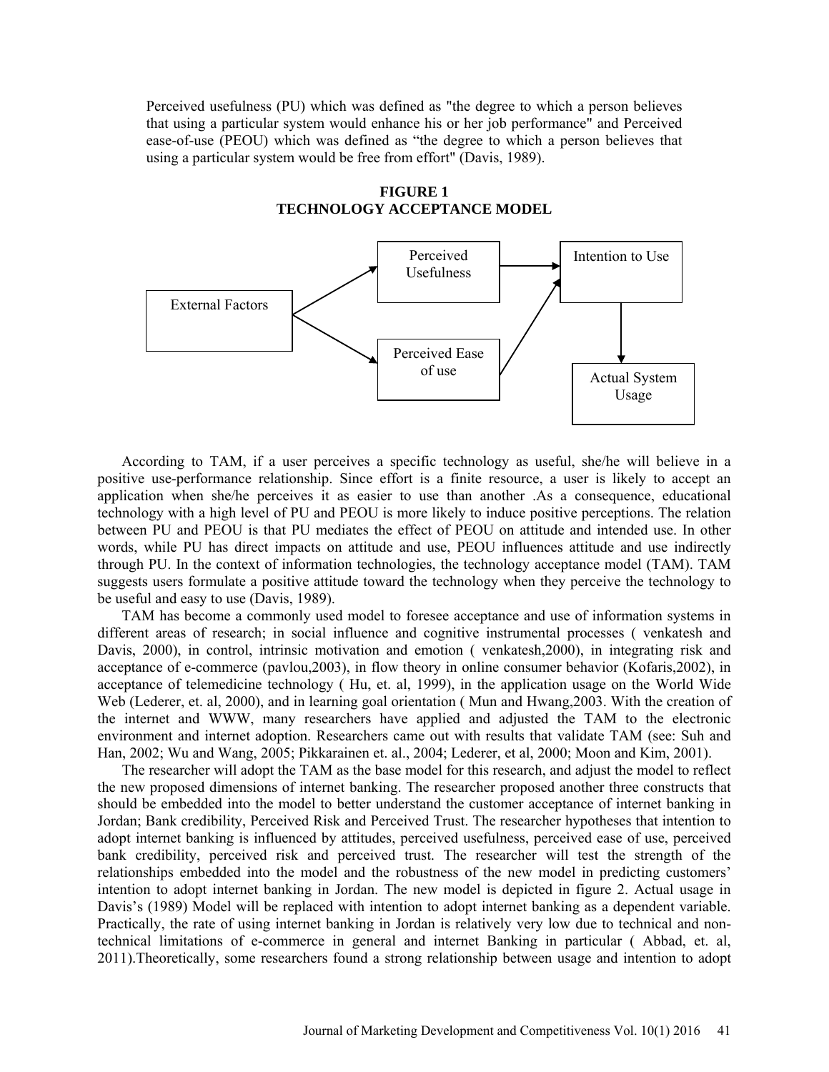Perceived usefulness (PU) which was defined as "the degree to which a person believes that using a particular system would enhance his or her job performance" and Perceived ease-of-use (PEOU) which was defined as “the degree to which a person believes that using a particular system would be free from effort" (Davis, 1989).

**FIGURE 1**
**TECHNOLOGY ACCEPTANCE MODEL**

According to TAM, if a user perceives a specific technology as useful, she/he will believe in a positive use-performance relationship. Since effort is a finite resource, a user is likely to accept an application when she/he perceives it as easier to use than another .As a consequence, educational technology with a high level of PU and PEOU is more likely to induce positive perceptions. The relation between PU and PEOU is that PU mediates the effect of PEOU on attitude and intended use. In other words, while PU has direct impacts on attitude and use, PEOU influences attitude and use indirectly through PU. In the context of information technologies, the technology acceptance model (TAM). TAM suggests users formulate a positive attitude toward the technology when they perceive the technology to be useful and easy to use (Davis, 1989).

TAM has become a commonly used model to foresee acceptance and use of information systems in different areas of research; in social influence and cognitive instrumental processes ( venkatesh and Davis, 2000), in control, intrinsic motivation and emotion ( venkatesh,2000), in integrating risk and acceptance of e-commerce (pavlou,2003), in flow theory in online consumer behavior (Kofaris,2002), in acceptance of telemedicine technology ( Hu, et. al, 1999), in the application usage on the World Wide Web (Lederer, et. al, 2000), and in learning goal orientation ( Mun and Hwang,2003. With the creation of the internet and WWW, many researchers have applied and adjusted the TAM to the electronic environment and internet adoption. Researchers came out with results that validate TAM (see: Suh and Han, 2002; Wu and Wang, 2005; Pikkarainen et. al., 2004; Lederer, et al, 2000; Moon and Kim, 2001).

The researcher will adopt the TAM as the base model for this research, and adjust the model to reflect the new proposed dimensions of internet banking. The researcher proposed another three constructs that should be embedded into the model to better understand the customer acceptance of internet banking in Jordan; Bank credibility, Perceived Risk and Perceived Trust. The researcher hypotheses that intention to adopt internet banking is influenced by attitudes, perceived usefulness, perceived ease of use, perceived bank credibility, perceived risk and perceived trust. The researcher will test the strength of the relationships embedded into the model and the robustness of the new model in predicting customers' intention to adopt internet banking in Jordan. The new model is depicted in figure 2. Actual usage in Davis's (1989) Model will be replaced with intention to adopt internet banking as a dependent variable. Practically, the rate of using internet banking in Jordan is relatively very low due to technical and non-technical limitations of e-commerce in general and internet Banking in particular ( Abbad, et. al, 2011).Theoretically, some researchers found a strong relationship between usage and intention to adopt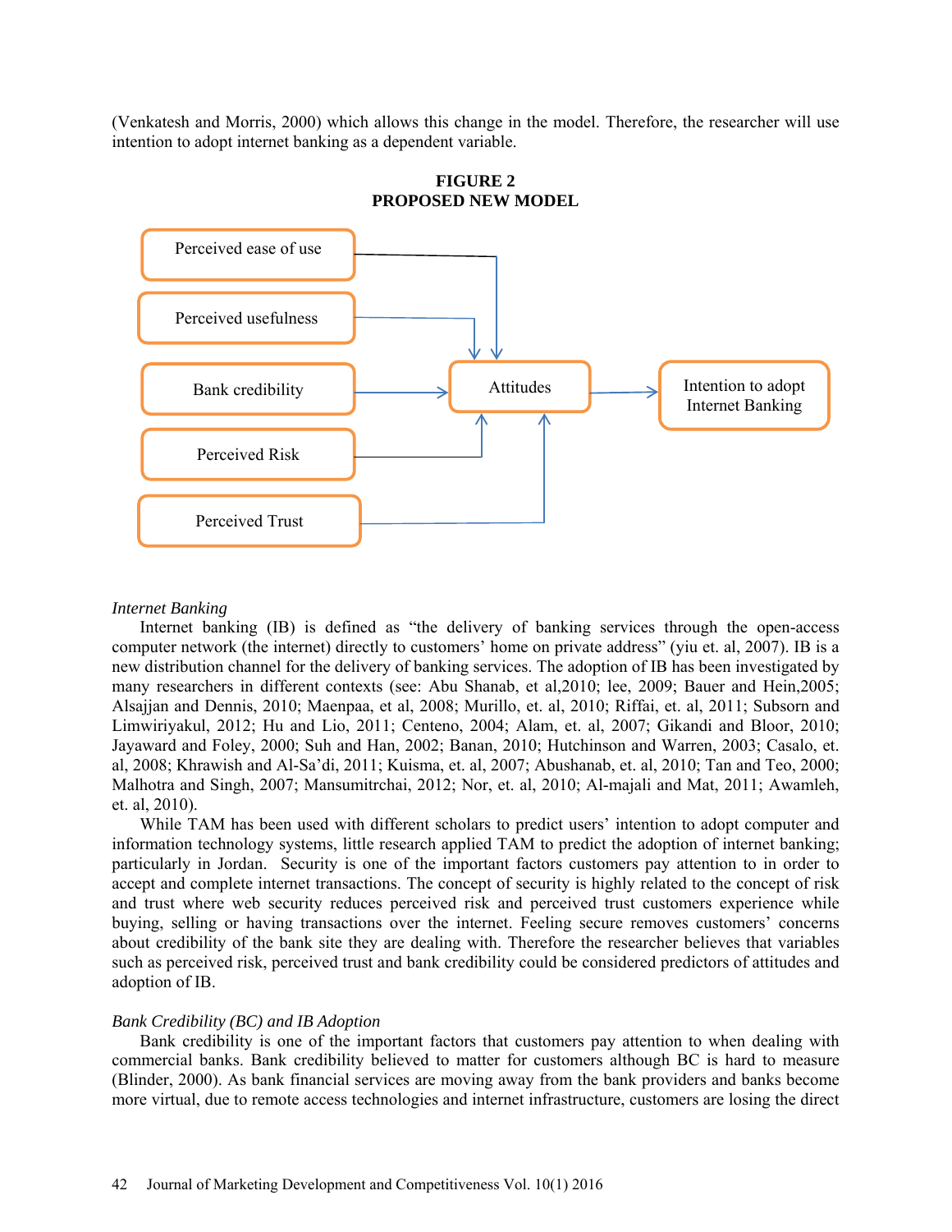(Venkatesh and Morris, 2000) which allows this change in the model. Therefore, the researcher will use intention to adopt internet banking as a dependent variable.

**FIGURE 2**
**PROPOSED NEW MODEL**

Perceived ease of use

Perceived usefulness

Bank credibility

Perceived Risk

Perceived Trust

Attitudes

Intention to adopt Internet Banking

*Internet Banking*

Internet banking (IB) is defined as "the delivery of banking services through the open-access computer network (the internet) directly to customers' home on private address" (yiu et. al, 2007). IB is a new distribution channel for the delivery of banking services. The adoption of IB has been investigated by many researchers in different contexts (see: Abu Shanab, et al,2010; lee, 2009; Bauer and Hein,2005; Alsajjan and Dennis, 2010; Maenpaa, et al, 2008; Murillo, et. al, 2010; Riffai, et. al, 2011; Subsorn and Limwiriyakul, 2012; Hu and Lio, 2011; Centeno, 2004; Alam, et. al, 2007; Gikandi and Bloor, 2010; Jayaward and Foley, 2000; Suh and Han, 2002; Banan, 2010; Hutchinson and Warren, 2003; Casalo, et. al, 2008; Khrawish and Al-Sa'di, 2011; Kuisma, et. al, 2007; Abushanab, et. al, 2010; Tan and Teo, 2000; Malhotra and Singh, 2007; Mansumitrchai, 2012; Nor, et. al, 2010; Al-majali and Mat, 2011; Awamleh, et. al, 2010).

While TAM has been used with different scholars to predict users' intention to adopt computer and information technology systems, little research applied TAM to predict the adoption of internet banking; particularly in Jordan. Security is one of the important factors customers pay attention to in order to accept and complete internet transactions. The concept of security is highly related to the concept of risk and trust where web security reduces perceived risk and perceived trust customers experience while buying, selling or having transactions over the internet. Feeling secure removes customers' concerns about credibility of the bank site they are dealing with. Therefore the researcher believes that variables such as perceived risk, perceived trust and bank credibility could be considered predictors of attitudes and adoption of IB.

*Bank Credibility (BC) and IB Adoption*

Bank credibility is one of the important factors that customers pay attention to when dealing with commercial banks. Bank credibility believed to matter for customers although BC is hard to measure (Blinder, 2000). As bank financial services are moving away from the bank providers and banks become more virtual, due to remote access technologies and internet infrastructure, customers are losing the direct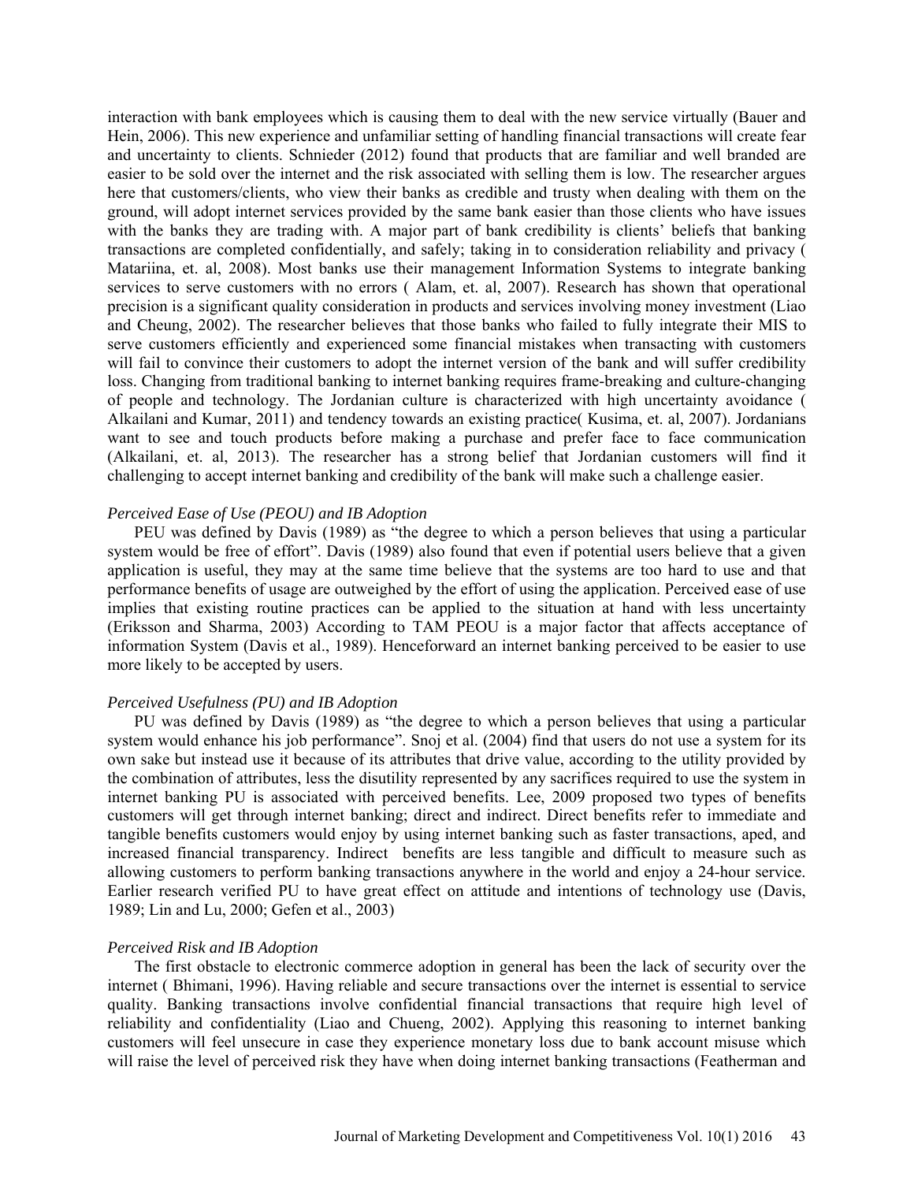interaction with bank employees which is causing them to deal with the new service virtually (Bauer and Hein, 2006). This new experience and unfamiliar setting of handling financial transactions will create fear and uncertainty to clients. Schnieder (2012) found that products that are familiar and well branded are easier to be sold over the internet and the risk associated with selling them is low. The researcher argues here that customers/clients, who view their banks as credible and trusty when dealing with them on the ground, will adopt internet services provided by the same bank easier than those clients who have issues with the banks they are trading with. A major part of bank credibility is clients' beliefs that banking transactions are completed confidentially, and safely; taking in to consideration reliability and privacy ( Matariina, et. al, 2008). Most banks use their management Information Systems to integrate banking services to serve customers with no errors ( Alam, et. al, 2007). Research has shown that operational precision is a significant quality consideration in products and services involving money investment (Liao and Cheung, 2002). The researcher believes that those banks who failed to fully integrate their MIS to serve customers efficiently and experienced some financial mistakes when transacting with customers will fail to convince their customers to adopt the internet version of the bank and will suffer credibility loss. Changing from traditional banking to internet banking requires frame-breaking and culture-changing of people and technology. The Jordanian culture is characterized with high uncertainty avoidance ( Alkailani and Kumar, 2011) and tendency towards an existing practice( Kusima, et. al, 2007). Jordanians want to see and touch products before making a purchase and prefer face to face communication (Alkailani, et. al, 2013). The researcher has a strong belief that Jordanian customers will find it challenging to accept internet banking and credibility of the bank will make such a challenge easier.

*Perceived Ease of Use (PEOU) and IB Adoption*

PEU was defined by Davis (1989) as "the degree to which a person believes that using a particular system would be free of effort". Davis (1989) also found that even if potential users believe that a given application is useful, they may at the same time believe that the systems are too hard to use and that performance benefits of usage are outweighed by the effort of using the application. Perceived ease of use implies that existing routine practices can be applied to the situation at hand with less uncertainty (Eriksson and Sharma, 2003) According to TAM PEOU is a major factor that affects acceptance of information System (Davis et al., 1989). Henceforward an internet banking perceived to be easier to use more likely to be accepted by users.

*Perceived Usefulness (PU) and IB Adoption*

PU was defined by Davis (1989) as "the degree to which a person believes that using a particular system would enhance his job performance". Snoj et al. (2004) find that users do not use a system for its own sake but instead use it because of its attributes that drive value, according to the utility provided by the combination of attributes, less the disutility represented by any sacrifices required to use the system in internet banking PU is associated with perceived benefits. Lee, 2009 proposed two types of benefits customers will get through internet banking; direct and indirect. Direct benefits refer to immediate and tangible benefits customers would enjoy by using internet banking such as faster transactions, aped, and increased financial transparency. Indirect benefits are less tangible and difficult to measure such as allowing customers to perform banking transactions anywhere in the world and enjoy a 24-hour service. Earlier research verified PU to have great effect on attitude and intentions of technology use (Davis, 1989; Lin and Lu, 2000; Gefen et al., 2003)

*Perceived Risk and IB Adoption*

The first obstacle to electronic commerce adoption in general has been the lack of security over the internet ( Bhimani, 1996). Having reliable and secure transactions over the internet is essential to service quality. Banking transactions involve confidential financial transactions that require high level of reliability and confidentiality (Liao and Chueng, 2002). Applying this reasoning to internet banking customers will feel unsecure in case they experience monetary loss due to bank account misuse which will raise the level of perceived risk they have when doing internet banking transactions (Featherman and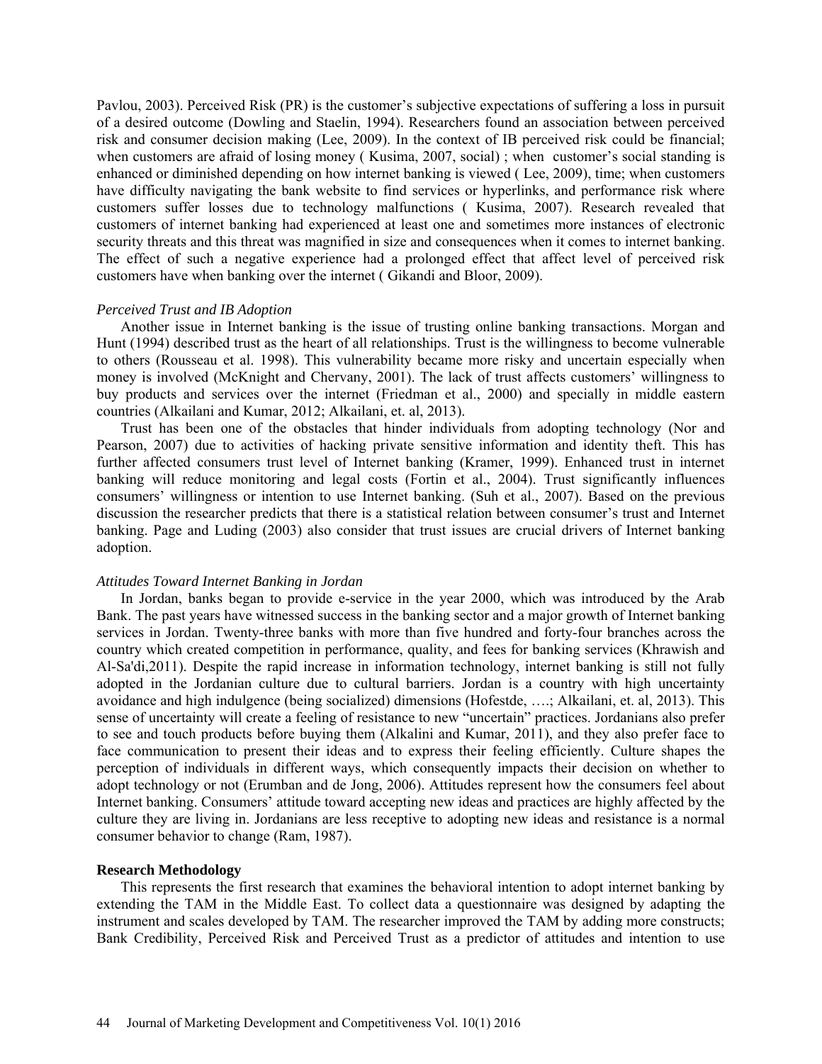Pavlou, 2003). Perceived Risk (PR) is the customer's subjective expectations of suffering a loss in pursuit of a desired outcome (Dowling and Staelin, 1994). Researchers found an association between perceived risk and consumer decision making (Lee, 2009). In the context of IB perceived risk could be financial; when customers are afraid of losing money ( Kusima, 2007, social) ; when customer's social standing is enhanced or diminished depending on how internet banking is viewed ( Lee, 2009), time; when customers have difficulty navigating the bank website to find services or hyperlinks, and performance risk where customers suffer losses due to technology malfunctions ( Kusima, 2007). Research revealed that customers of internet banking had experienced at least one and sometimes more instances of electronic security threats and this threat was magnified in size and consequences when it comes to internet banking. The effect of such a negative experience had a prolonged effect that affect level of perceived risk customers have when banking over the internet ( Gikandi and Bloor, 2009).

*Perceived Trust and IB Adoption*

Another issue in Internet banking is the issue of trusting online banking transactions. Morgan and Hunt (1994) described trust as the heart of all relationships. Trust is the willingness to become vulnerable to others (Rousseau et al. 1998). This vulnerability became more risky and uncertain especially when money is involved (McKnight and Chervany, 2001). The lack of trust affects customers' willingness to buy products and services over the internet (Friedman et al., 2000) and specially in middle eastern countries (Alkailani and Kumar, 2012; Alkailani, et. al, 2013).

Trust has been one of the obstacles that hinder individuals from adopting technology (Nor and Pearson, 2007) due to activities of hacking private sensitive information and identity theft. This has further affected consumers trust level of Internet banking (Kramer, 1999). Enhanced trust in internet banking will reduce monitoring and legal costs (Fortin et al., 2004). Trust significantly influences consumers' willingness or intention to use Internet banking. (Suh et al., 2007). Based on the previous discussion the researcher predicts that there is a statistical relation between consumer's trust and Internet banking. Page and Luding (2003) also consider that trust issues are crucial drivers of Internet banking adoption.

*Attitudes Toward Internet Banking in Jordan*

In Jordan, banks began to provide e-service in the year 2000, which was introduced by the Arab Bank. The past years have witnessed success in the banking sector and a major growth of Internet banking services in Jordan. Twenty-three banks with more than five hundred and forty-four branches across the country which created competition in performance, quality, and fees for banking services (Khrawish and Al-Sa'di,2011). Despite the rapid increase in information technology, internet banking is still not fully adopted in the Jordanian culture due to cultural barriers. Jordan is a country with high uncertainty avoidance and high indulgence (being socialized) dimensions (Hofestde, ….; Alkailani, et. al, 2013). This sense of uncertainty will create a feeling of resistance to new "uncertain" practices. Jordanians also prefer to see and touch products before buying them (Alkalini and Kumar, 2011), and they also prefer face to face communication to present their ideas and to express their feeling efficiently. Culture shapes the perception of individuals in different ways, which consequently impacts their decision on whether to adopt technology or not (Erumban and de Jong, 2006). Attitudes represent how the consumers feel about Internet banking. Consumers' attitude toward accepting new ideas and practices are highly affected by the culture they are living in. Jordanians are less receptive to adopting new ideas and resistance is a normal consumer behavior to change (Ram, 1987).

**Research Methodology**

This represents the first research that examines the behavioral intention to adopt internet banking by extending the TAM in the Middle East. To collect data a questionnaire was designed by adapting the instrument and scales developed by TAM. The researcher improved the TAM by adding more constructs; Bank Credibility, Perceived Risk and Perceived Trust as a predictor of attitudes and intention to use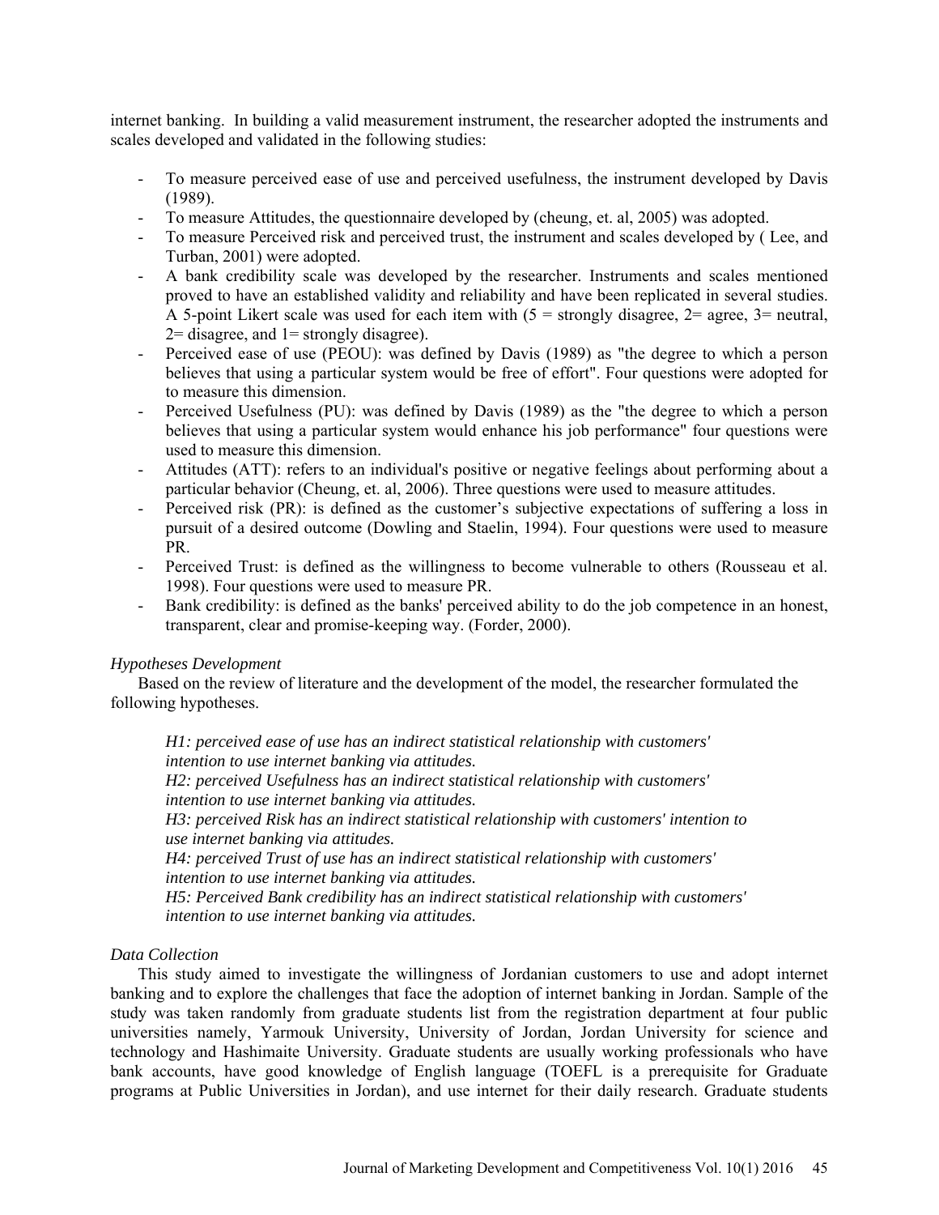internet banking. In building a valid measurement instrument, the researcher adopted the instruments and scales developed and validated in the following studies:

- To measure perceived ease of use and perceived usefulness, the instrument developed by Davis (1989).
- To measure Attitudes, the questionnaire developed by (cheung, et. al, 2005) was adopted.
- To measure Perceived risk and perceived trust, the instrument and scales developed by ( Lee, and Turban, 2001) were adopted.
- A bank credibility scale was developed by the researcher. Instruments and scales mentioned proved to have an established validity and reliability and have been replicated in several studies. A 5-point Likert scale was used for each item with (5 = strongly disagree, 2= agree, 3= neutral, 2= disagree, and 1= strongly disagree).
- Perceived ease of use (PEOU): was defined by Davis (1989) as "the degree to which a person believes that using a particular system would be free of effort". Four questions were adopted for to measure this dimension.
- Perceived Usefulness (PU): was defined by Davis (1989) as the "the degree to which a person believes that using a particular system would enhance his job performance" four questions were used to measure this dimension.
- Attitudes (ATT): refers to an individual's positive or negative feelings about performing about a particular behavior (Cheung, et. al, 2006). Three questions were used to measure attitudes.
- Perceived risk (PR): is defined as the customer's subjective expectations of suffering a loss in pursuit of a desired outcome (Dowling and Staelin, 1994). Four questions were used to measure PR.
- Perceived Trust: is defined as the willingness to become vulnerable to others (Rousseau et al. 1998). Four questions were used to measure PR.
- Bank credibility: is defined as the banks' perceived ability to do the job competence in an honest, transparent, clear and promise-keeping way. (Forder, 2000).

*Hypotheses Development*

Based on the review of literature and the development of the model, the researcher formulated the following hypotheses.

*H1: perceived ease of use has an indirect statistical relationship with customers' intention to use internet banking via attitudes.*
*H2: perceived Usefulness has an indirect statistical relationship with customers' intention to use internet banking via attitudes.*
*H3: perceived Risk has an indirect statistical relationship with customers' intention to use internet banking via attitudes.*
*H4: perceived Trust of use has an indirect statistical relationship with customers' intention to use internet banking via attitudes.*
*H5: Perceived Bank credibility has an indirect statistical relationship with customers' intention to use internet banking via attitudes.*

*Data Collection*

This study aimed to investigate the willingness of Jordanian customers to use and adopt internet banking and to explore the challenges that face the adoption of internet banking in Jordan. Sample of the study was taken randomly from graduate students list from the registration department at four public universities namely, Yarmouk University, University of Jordan, Jordan University for science and technology and Hashimaite University. Graduate students are usually working professionals who have bank accounts, have good knowledge of English language (TOEFL is a prerequisite for Graduate programs at Public Universities in Jordan), and use internet for their daily research. Graduate students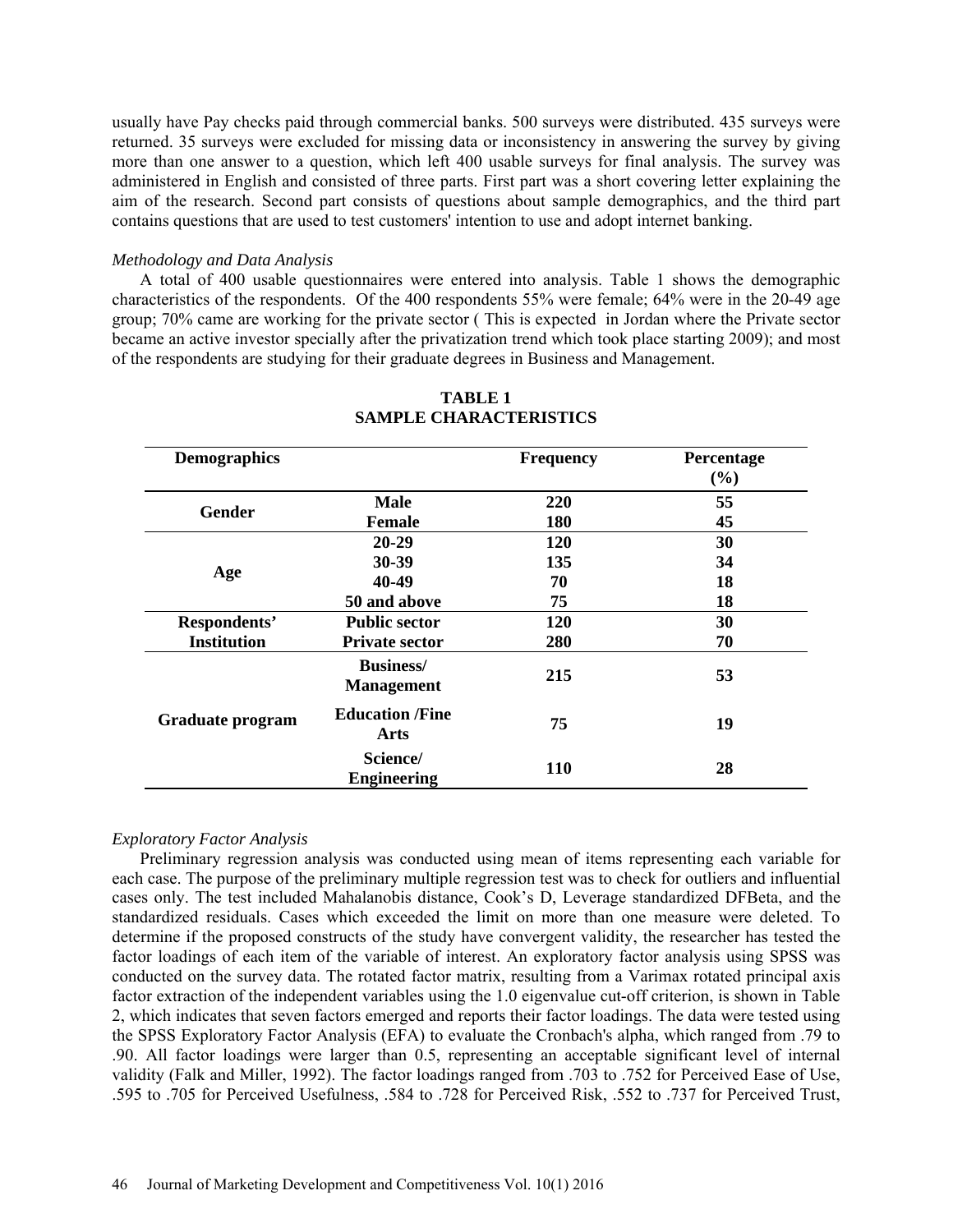usually have Pay checks paid through commercial banks. 500 surveys were distributed. 435 surveys were returned. 35 surveys were excluded for missing data or inconsistency in answering the survey by giving more than one answer to a question, which left 400 usable surveys for final analysis. The survey was administered in English and consisted of three parts. First part was a short covering letter explaining the aim of the research. Second part consists of questions about sample demographics, and the third part contains questions that are used to test customers' intention to use and adopt internet banking.

*Methodology and Data Analysis*

A total of 400 usable questionnaires were entered into analysis. Table 1 shows the demographic characteristics of the respondents. Of the 400 respondents 55% were female; 64% were in the 20-49 age group; 70% came are working for the private sector ( This is expected in Jordan where the Private sector became an active investor specially after the privatization trend which took place starting 2009); and most of the respondents are studying for their graduate degrees in Business and Management.

**TABLE 1**
**SAMPLE CHARACTERISTICS**

| Demographics | | Frequency | Percentage (%) |
|---|---|---|---|
| Gender | Male | 220 | 55 |
| | Female | 180 | 45 |
| Age | 20-29 | 120 | 30 |
| | 30-39 | 135 | 34 |
| | 40-49 | 70 | 18 |
| | 50 and above | 75 | 18 |
| Respondents' Institution | Public sector | 120 | 30 |
| | Private sector | 280 | 70 |
| Graduate program | Business/ Management | 215 | 53 |
| | Education /Fine Arts | 75 | 19 |
| | Science/ Engineering | 110 | 28 |

*Exploratory Factor Analysis*

Preliminary regression analysis was conducted using mean of items representing each variable for each case. The purpose of the preliminary multiple regression test was to check for outliers and influential cases only. The test included Mahalanobis distance, Cook's D, Leverage standardized DFBeta, and the standardized residuals. Cases which exceeded the limit on more than one measure were deleted. To determine if the proposed constructs of the study have convergent validity, the researcher has tested the factor loadings of each item of the variable of interest. An exploratory factor analysis using SPSS was conducted on the survey data. The rotated factor matrix, resulting from a Varimax rotated principal axis factor extraction of the independent variables using the 1.0 eigenvalue cut-off criterion, is shown in Table 2, which indicates that seven factors emerged and reports their factor loadings. The data were tested using the SPSS Exploratory Factor Analysis (EFA) to evaluate the Cronbach's alpha, which ranged from .79 to .90. All factor loadings were larger than 0.5, representing an acceptable significant level of internal validity (Falk and Miller, 1992). The factor loadings ranged from .703 to .752 for Perceived Ease of Use, .595 to .705 for Perceived Usefulness, .584 to .728 for Perceived Risk, .552 to .737 for Perceived Trust,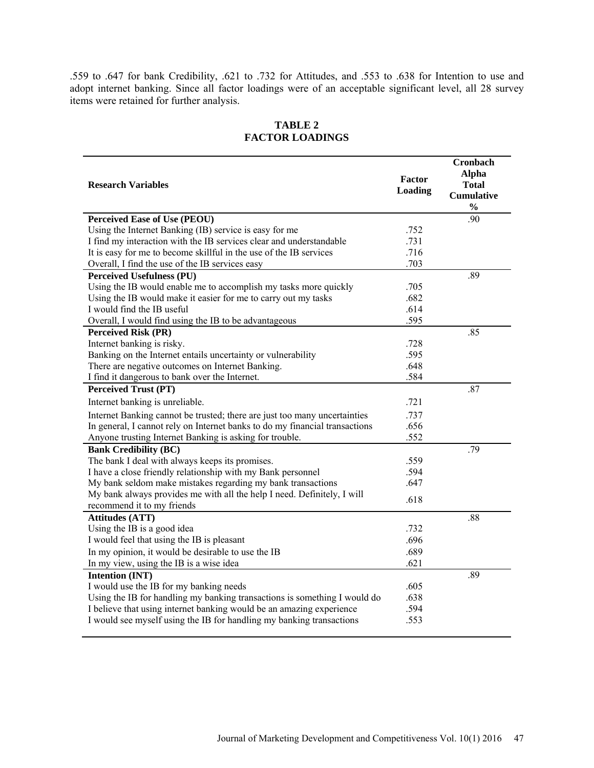.559 to .647 for bank Credibility, .621 to .732 for Attitudes, and .553 to .638 for Intention to use and adopt internet banking. Since all factor loadings were of an acceptable significant level, all 28 survey items were retained for further analysis.

**TABLE 2**
**FACTOR LOADINGS**

| Research Variables | Factor Loading | Cronbach Alpha Total Cumulative % |
|---|---|---|
| **Perceived Ease of Use (PEOU)** | | .90 |
| Using the Internet Banking (IB) service is easy for me | .752 | |
| I find my interaction with the IB services clear and understandable | .731 | |
| It is easy for me to become skillful in the use of the IB services | .716 | |
| Overall, I find the use of the IB services easy | .703 | |
| **Perceived Usefulness (PU)** | | .89 |
| Using the IB would enable me to accomplish my tasks more quickly | .705 | |
| Using the IB would make it easier for me to carry out my tasks | .682 | |
| I would find the IB useful | .614 | |
| Overall, I would find using the IB to be advantageous | .595 | |
| **Perceived Risk (PR)** | | .85 |
| Internet banking is risky. | .728 | |
| Banking on the Internet entails uncertainty or vulnerability | .595 | |
| There are negative outcomes on Internet Banking. | .648 | |
| I find it dangerous to bank over the Internet. | .584 | |
| **Perceived Trust (PT)** | | .87 |
| Internet banking is unreliable. | .721 | |
| Internet Banking cannot be trusted; there are just too many uncertainties | .737 | |
| In general, I cannot rely on Internet banks to do my financial transactions | .656 | |
| Anyone trusting Internet Banking is asking for trouble. | .552 | |
| **Bank Credibility (BC)** | | .79 |
| The bank I deal with always keeps its promises. | .559 | |
| I have a close friendly relationship with my Bank personnel | .594 | |
| My bank seldom make mistakes regarding my bank transactions | .647 | |
| My bank always provides me with all the help I need. Definitely, I will recommend it to my friends | .618 | |
| **Attitudes (ATT)** | | .88 |
| Using the IB is a good idea | .732 | |
| I would feel that using the IB is pleasant | .696 | |
| In my opinion, it would be desirable to use the IB | .689 | |
| In my view, using the IB is a wise idea | .621 | |
| **Intention (INT)** | | .89 |
| I would use the IB for my banking needs | .605 | |
| Using the IB for handling my banking transactions is something I would do | .638 | |
| I believe that using internet banking would be an amazing experience | .594 | |
| I would see myself using the IB for handling my banking transactions | .553 | |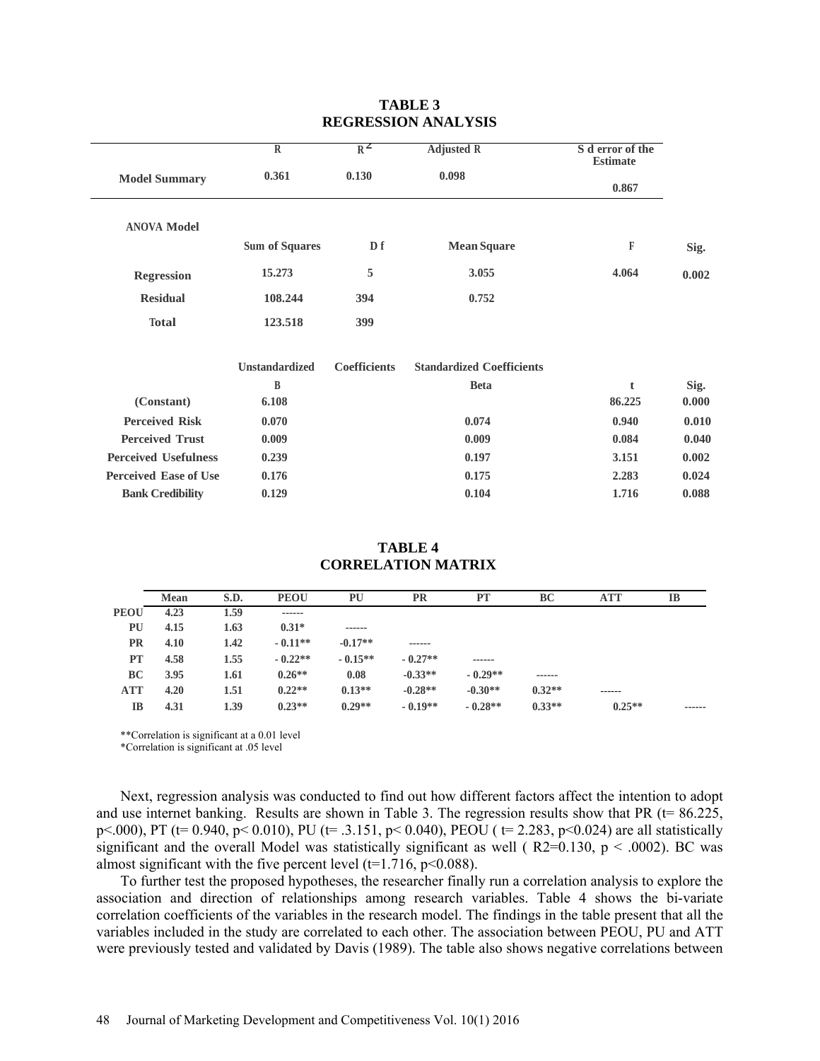**TABLE 3**
**REGRESSION ANALYSIS**

| | R | $R^2$ | Adjusted R | S d error of the Estimate |
|---|---|---|---|---|
| **Model Summary** | 0.361 | 0.130 | 0.098 | 0.867 |

| ANOVA Model | Sum of Squares | D f | Mean Square | F | Sig. |
|---|---|---|---|---|---|
| **Regression** | 15.273 | 5 | 3.055 | 4.064 | 0.002 |
| **Residual** | 108.244 | 394 | 0.752 | | |
| **Total** | 123.518 | 399 | | | |

| | Unstandardized Coefficients | Standardized Coefficients | | |
|---|---|---|---|---|
| | B | Beta | t | Sig. |
| **(Constant)** | 6.108 | | 86.225 | 0.000 |
| **Perceived Risk** | 0.070 | 0.074 | 0.940 | 0.010 |
| **Perceived Trust** | 0.009 | 0.009 | 0.084 | 0.040 |
| **Perceived Usefulness** | 0.239 | 0.197 | 3.151 | 0.002 |
| **Perceived Ease of Use** | 0.176 | 0.175 | 2.283 | 0.024 |
| **Bank Credibility** | 0.129 | 0.104 | 1.716 | 0.088 |

**TABLE 4**
**CORRELATION MATRIX**

| | Mean | S.D. | PEOU | PU | PR | PT | BC | ATT | IB |
|---|---|---|---|---|---|---|---|---|---|
| **PEOU** | 4.23 | 1.59 | ------ | | | | | | |
| **PU** | 4.15 | 1.63 | 0.31* | ------ | | | | | |
| **PR** | 4.10 | 1.42 | - 0.11** | -0.17** | ------ | | | | |
| **PT** | 4.58 | 1.55 | - 0.22** | - 0.15** | - 0.27** | ------ | | | |
| **BC** | 3.95 | 1.61 | 0.26** | 0.08 | -0.33** | - 0.29** | ------ | | |
| **ATT** | 4.20 | 1.51 | 0.22** | 0.13** | -0.28** | -0.30** | 0.32** | ------ | |
| **IB** | 4.31 | 1.39 | 0.23** | 0.29** | - 0.19** | - 0.28** | 0.33** | 0.25** | ------ |

**Correlation is significant at a 0.01 level
*Correlation is significant at .05 level

Next, regression analysis was conducted to find out how different factors affect the intention to adopt and use internet banking. Results are shown in Table 3. The regression results show that PR ($t = 86.225$, $p < .000$), PT ($t = 0.940$, $p < 0.010$), PU ($t = .3.151$, $p < 0.040$), PEOU ( $t = 2.283$, $p < 0.024$) are all statistically significant and the overall Model was statistically significant as well ( $R2 = 0.130$, $p < .0002$). BC was almost significant with the five percent level ($t = 1.716$, $p < 0.088$).

To further test the proposed hypotheses, the researcher finally run a correlation analysis to explore the association and direction of relationships among research variables. Table 4 shows the bi-variate correlation coefficients of the variables in the research model. The findings in the table present that all the variables included in the study are correlated to each other. The association between PEOU, PU and ATT were previously tested and validated by Davis (1989). The table also shows negative correlations between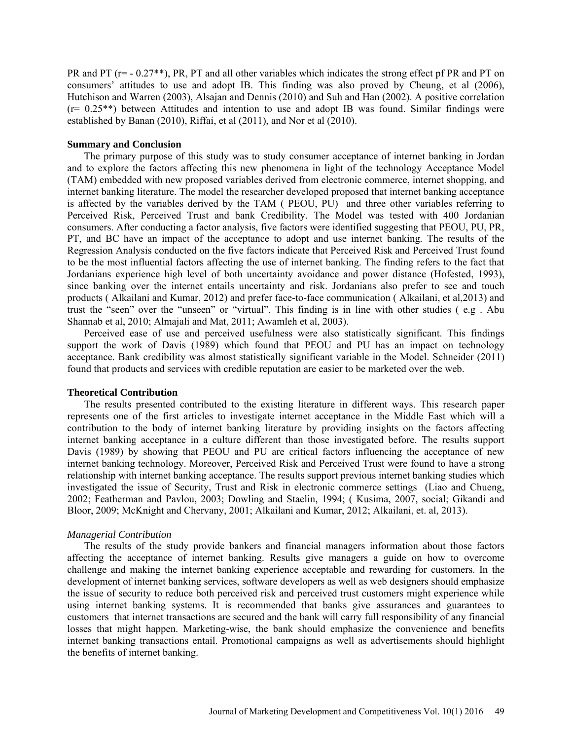PR and PT (r= - 0.27**), PR, PT and all other variables which indicates the strong effect pf PR and PT on consumers' attitudes to use and adopt IB. This finding was also proved by Cheung, et al (2006), Hutchison and Warren (2003), Alsajan and Dennis (2010) and Suh and Han (2002). A positive correlation (r= 0.25**) between Attitudes and intention to use and adopt IB was found. Similar findings were established by Banan (2010), Riffai, et al (2011), and Nor et al (2010).

## Summary and Conclusion

The primary purpose of this study was to study consumer acceptance of internet banking in Jordan and to explore the factors affecting this new phenomena in light of the technology Acceptance Model (TAM) embedded with new proposed variables derived from electronic commerce, internet shopping, and internet banking literature. The model the researcher developed proposed that internet banking acceptance is affected by the variables derived by the TAM ( PEOU, PU) and three other variables referring to Perceived Risk, Perceived Trust and bank Credibility. The Model was tested with 400 Jordanian consumers. After conducting a factor analysis, five factors were identified suggesting that PEOU, PU, PR, PT, and BC have an impact of the acceptance to adopt and use internet banking. The results of the Regression Analysis conducted on the five factors indicate that Perceived Risk and Perceived Trust found to be the most influential factors affecting the use of internet banking. The finding refers to the fact that Jordanians experience high level of both uncertainty avoidance and power distance (Hofested, 1993), since banking over the internet entails uncertainty and risk. Jordanians also prefer to see and touch products ( Alkailani and Kumar, 2012) and prefer face-to-face communication ( Alkailani, et al,2013) and trust the "seen" over the "unseen" or "virtual". This finding is in line with other studies ( e.g . Abu Shannab et al, 2010; Almajali and Mat, 2011; Awamleh et al, 2003).

Perceived ease of use and perceived usefulness were also statistically significant. This findings support the work of Davis (1989) which found that PEOU and PU has an impact on technology acceptance. Bank credibility was almost statistically significant variable in the Model. Schneider (2011) found that products and services with credible reputation are easier to be marketed over the web.

## Theoretical Contribution

The results presented contributed to the existing literature in different ways. This research paper represents one of the first articles to investigate internet acceptance in the Middle East which will a contribution to the body of internet banking literature by providing insights on the factors affecting internet banking acceptance in a culture different than those investigated before. The results support Davis (1989) by showing that PEOU and PU are critical factors influencing the acceptance of new internet banking technology. Moreover, Perceived Risk and Perceived Trust were found to have a strong relationship with internet banking acceptance. The results support previous internet banking studies which investigated the issue of Security, Trust and Risk in electronic commerce settings (Liao and Chueng, 2002; Featherman and Pavlou, 2003; Dowling and Staelin, 1994; ( Kusima, 2007, social; Gikandi and Bloor, 2009; McKnight and Chervany, 2001; Alkailani and Kumar, 2012; Alkailani, et. al, 2013).

### *Managerial Contribution*

The results of the study provide bankers and financial managers information about those factors affecting the acceptance of internet banking. Results give managers a guide on how to overcome challenge and making the internet banking experience acceptable and rewarding for customers. In the development of internet banking services, software developers as well as web designers should emphasize the issue of security to reduce both perceived risk and perceived trust customers might experience while using internet banking systems. It is recommended that banks give assurances and guarantees to customers that internet transactions are secured and the bank will carry full responsibility of any financial losses that might happen. Marketing-wise, the bank should emphasize the convenience and benefits internet banking transactions entail. Promotional campaigns as well as advertisements should highlight the benefits of internet banking.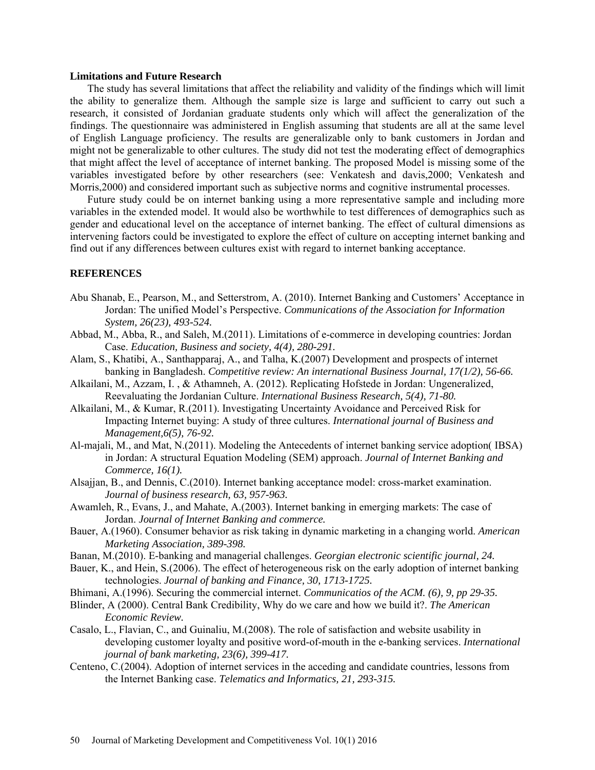## Limitations and Future Research

The study has several limitations that affect the reliability and validity of the findings which will limit the ability to generalize them. Although the sample size is large and sufficient to carry out such a research, it consisted of Jordanian graduate students only which will affect the generalization of the findings. The questionnaire was administered in English assuming that students are all at the same level of English Language proficiency. The results are generalizable only to bank customers in Jordan and might not be generalizable to other cultures. The study did not test the moderating effect of demographics that might affect the level of acceptance of internet banking. The proposed Model is missing some of the variables investigated before by other researchers (see: Venkatesh and davis,2000; Venkatesh and Morris,2000) and considered important such as subjective norms and cognitive instrumental processes.

Future study could be on internet banking using a more representative sample and including more variables in the extended model. It would also be worthwhile to test differences of demographics such as gender and educational level on the acceptance of internet banking. The effect of cultural dimensions as intervening factors could be investigated to explore the effect of culture on accepting internet banking and find out if any differences between cultures exist with regard to internet banking acceptance.

## REFERENCES

Abu Shanab, E., Pearson, M., and Setterstrom, A. (2010). Internet Banking and Customers' Acceptance in Jordan: The unified Model's Perspective. *Communications of the Association for Information System, 26(23), 493-524.*

Abbad, M., Abba, R., and Saleh, M.(2011). Limitations of e-commerce in developing countries: Jordan Case. *Education, Business and society, 4(4), 280-291.*

Alam, S., Khatibi, A., Santhapparaj, A., and Talha, K.(2007) Development and prospects of internet banking in Bangladesh. *Competitive review: An international Business Journal, 17(1/2), 56-66.*

Alkailani, M., Azzam, I. , & Athamneh, A. (2012). Replicating Hofstede in Jordan: Ungeneralized, Reevaluating the Jordanian Culture. *International Business Research, 5(4), 71-80.*

Alkailani, M., & Kumar, R.(2011). Investigating Uncertainty Avoidance and Perceived Risk for Impacting Internet buying: A study of three cultures. *International journal of Business and Management,6(5), 76-92.*

Al-majali, M., and Mat, N.(2011). Modeling the Antecedents of internet banking service adoption( IBSA) in Jordan: A structural Equation Modeling (SEM) approach. *Journal of Internet Banking and Commerce, 16(1).*

Alsajjan, B., and Dennis, C.(2010). Internet banking acceptance model: cross-market examination. *Journal of business research, 63, 957-963.*

Awamleh, R., Evans, J., and Mahate, A.(2003). Internet banking in emerging markets: The case of Jordan. *Journal of Internet Banking and commerce.*

Bauer, A.(1960). Consumer behavior as risk taking in dynamic marketing in a changing world. *American Marketing Association, 389-398.*

Banan, M.(2010). E-banking and managerial challenges. *Georgian electronic scientific journal, 24.*

Bauer, K., and Hein, S.(2006). The effect of heterogeneous risk on the early adoption of internet banking technologies. *Journal of banking and Finance, 30, 1713-1725.*

Bhimani, A.(1996). Securing the commercial internet. *Communicatios of the ACM. (6), 9, pp 29-35.*

Blinder, A (2000). Central Bank Credibility, Why do we care and how we build it?. *The American Economic Review.*

Casalo, L., Flavian, C., and Guinaliu, M.(2008). The role of satisfaction and website usability in developing customer loyalty and positive word-of-mouth in the e-banking services. *International journal of bank marketing, 23(6), 399-417.*

Centeno, C.(2004). Adoption of internet services in the acceding and candidate countries, lessons from the Internet Banking case. *Telematics and Informatics, 21, 293-315.*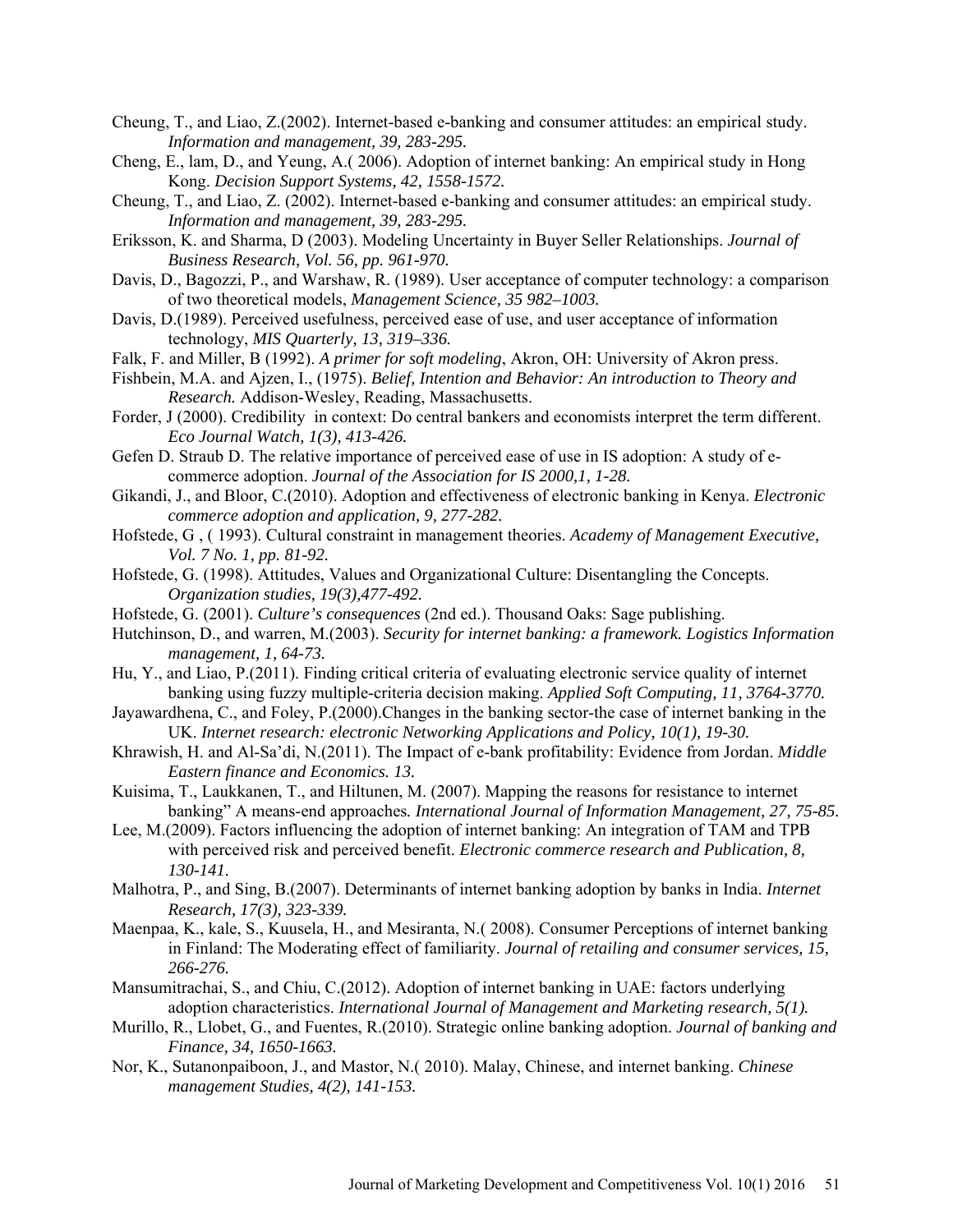Cheung, T., and Liao, Z.(2002). Internet-based e-banking and consumer attitudes: an empirical study. *Information and management, 39, 283-295.*

Cheng, E., lam, D., and Yeung, A.( 2006). Adoption of internet banking: An empirical study in Hong Kong. *Decision Support Systems, 42, 1558-1572.*

Cheung, T., and Liao, Z. (2002). Internet-based e-banking and consumer attitudes: an empirical study. *Information and management, 39, 283-295.*

Eriksson, K. and Sharma, D (2003). Modeling Uncertainty in Buyer Seller Relationships. *Journal of Business Research, Vol. 56, pp. 961-970.*

Davis, D., Bagozzi, P., and Warshaw, R. (1989). User acceptance of computer technology: a comparison of two theoretical models, *Management Science, 35 982–1003.*

Davis, D.(1989). Perceived usefulness, perceived ease of use, and user acceptance of information technology, *MIS Quarterly, 13, 319–336.*

Falk, F. and Miller, B (1992). *A primer for soft modeling*, Akron, OH: University of Akron press.

Fishbein, M.A. and Ajzen, I., (1975). *Belief, Intention and Behavior: An introduction to Theory and Research.* Addison-Wesley, Reading, Massachusetts.

Forder, J (2000). Credibility in context: Do central bankers and economists interpret the term different. *Eco Journal Watch, 1(3), 413-426.*

Gefen D. Straub D. The relative importance of perceived ease of use in IS adoption: A study of e-commerce adoption. *Journal of the Association for IS 2000,1, 1-28.*

Gikandi, J., and Bloor, C.(2010). Adoption and effectiveness of electronic banking in Kenya. *Electronic commerce adoption and application, 9, 277-282.*

Hofstede, G , ( 1993). Cultural constraint in management theories. *Academy of Management Executive, Vol. 7 No. 1, pp. 81-92.*

Hofstede, G. (1998). Attitudes, Values and Organizational Culture: Disentangling the Concepts. *Organization studies, 19(3),477-492.*

Hofstede, G. (2001). *Culture's consequences* (2nd ed.). Thousand Oaks: Sage publishing.

Hutchinson, D., and warren, M.(2003). *Security for internet banking: a framework. Logistics Information management, 1, 64-73.*

Hu, Y., and Liao, P.(2011). Finding critical criteria of evaluating electronic service quality of internet banking using fuzzy multiple-criteria decision making. *Applied Soft Computing, 11, 3764-3770.*

Jayawardhena, C., and Foley, P.(2000).Changes in the banking sector-the case of internet banking in the UK. *Internet research: electronic Networking Applications and Policy, 10(1), 19-30.*

Khrawish, H. and Al-Sa'di, N.(2011). The Impact of e-bank profitability: Evidence from Jordan. *Middle Eastern finance and Economics. 13.*

Kuisima, T., Laukkanen, T., and Hiltunen, M. (2007). Mapping the reasons for resistance to internet banking" A means-end approaches*. International Journal of Information Management, 27, 75-85.*

Lee, M.(2009). Factors influencing the adoption of internet banking: An integration of TAM and TPB with perceived risk and perceived benefit. *Electronic commerce research and Publication, 8, 130-141.*

Malhotra, P., and Sing, B.(2007). Determinants of internet banking adoption by banks in India. *Internet Research, 17(3), 323-339.*

Maenpaa, K., kale, S., Kuusela, H., and Mesiranta, N.( 2008). Consumer Perceptions of internet banking in Finland: The Moderating effect of familiarity. *Journal of retailing and consumer services, 15, 266-276.*

Mansumitrachai, S., and Chiu, C.(2012). Adoption of internet banking in UAE: factors underlying adoption characteristics. *International Journal of Management and Marketing research, 5(1).*

Murillo, R., Llobet, G., and Fuentes, R.(2010). Strategic online banking adoption. *Journal of banking and Finance, 34, 1650-1663.*

Nor, K., Sutanonpaiboon, J., and Mastor, N.( 2010). Malay, Chinese, and internet banking. *Chinese management Studies, 4(2), 141-153.*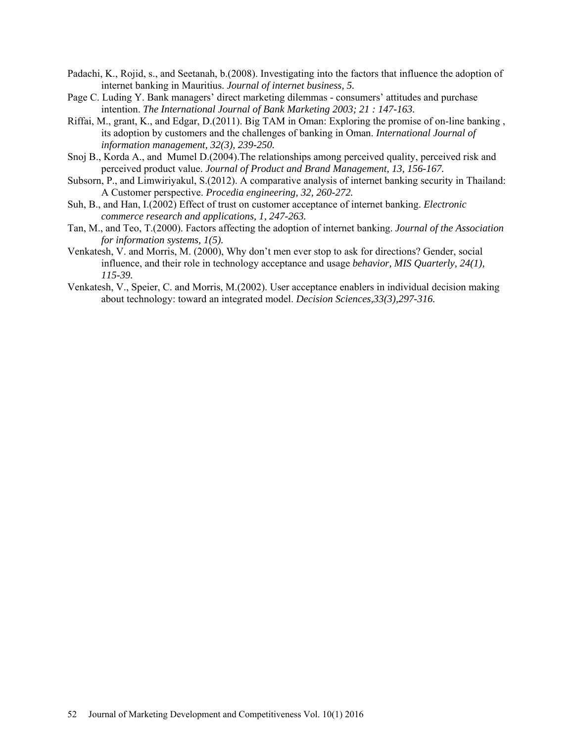Padachi, K., Rojid, s., and Seetanah, b.(2008). Investigating into the factors that influence the adoption of internet banking in Mauritius. *Journal of internet business, 5.*

Page C. Luding Y. Bank managers' direct marketing dilemmas - consumers' attitudes and purchase intention. *The International Journal of Bank Marketing 2003; 21 : 147-163.*

Riffai, M., grant, K., and Edgar, D.(2011). Big TAM in Oman: Exploring the promise of on-line banking , its adoption by customers and the challenges of banking in Oman. *International Journal of information management, 32(3), 239-250.*

Snoj B., Korda A., and Mumel D.(2004).The relationships among perceived quality, perceived risk and perceived product value. *Journal of Product and Brand Management, 13, 156-167.*

Subsorn, P., and Limwiriyakul, S.(2012). A comparative analysis of internet banking security in Thailand: A Customer perspective. *Procedia engineering, 32, 260-272.*

Suh, B., and Han, I.(2002) Effect of trust on customer acceptance of internet banking. *Electronic commerce research and applications, 1, 247-263.*

Tan, M., and Teo, T.(2000). Factors affecting the adoption of internet banking. *Journal of the Association for information systems, 1(5).*

Venkatesh, V. and Morris, M. (2000), Why don't men ever stop to ask for directions? Gender, social influence, and their role in technology acceptance and usage *behavior, MIS Quarterly, 24(1), 115-39.*

Venkatesh, V., Speier, C. and Morris, M.(2002). User acceptance enablers in individual decision making about technology: toward an integrated model. *Decision Sciences,33(3),297-316.*